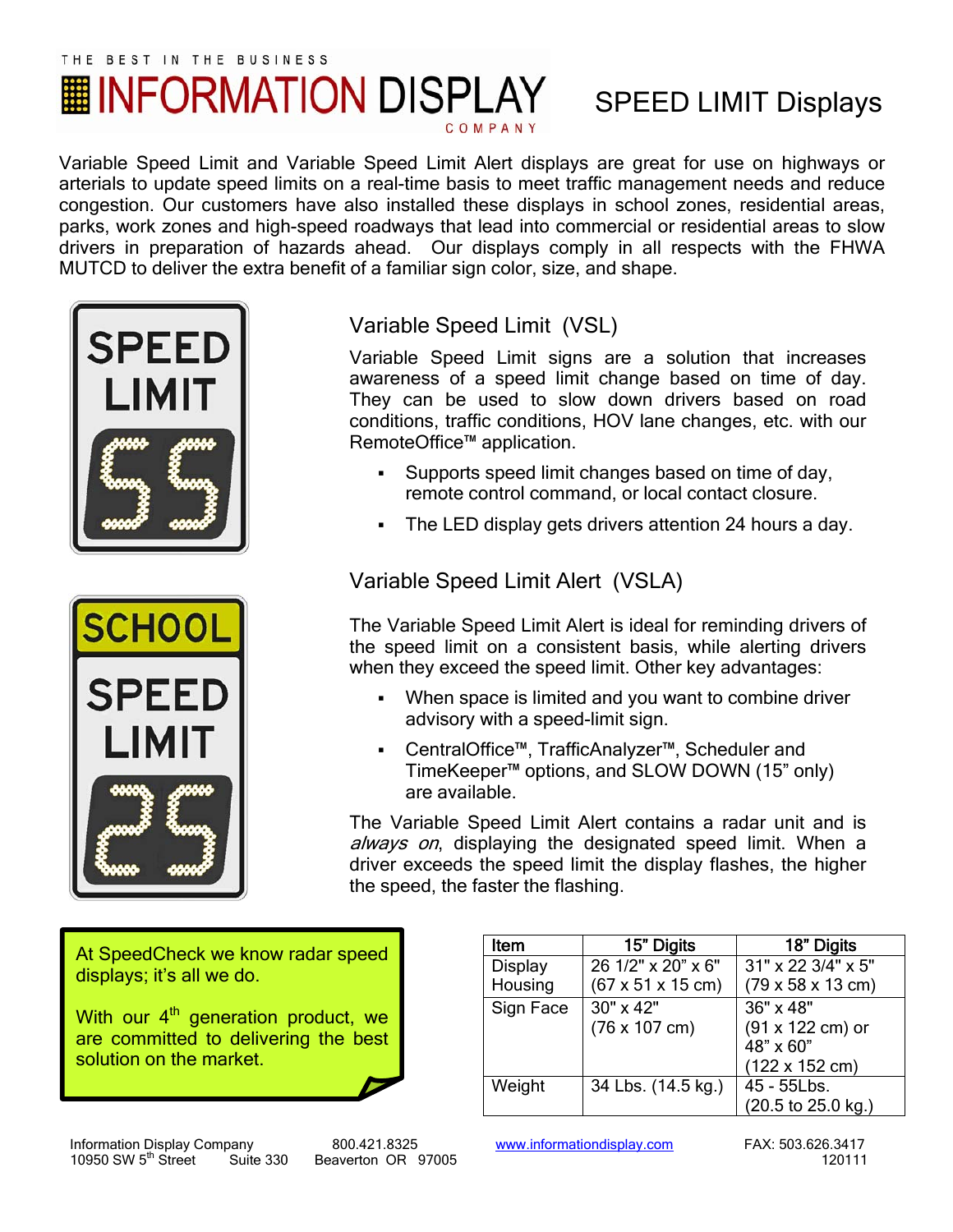THE BEST IN THE BUSINESS

# INFORMATION DISPLAY COMPANY

# SPEED LIMIT Displays

Variable Speed Limit and Variable Speed Limit Alert displays are great for use on highways or arterials to update speed limits on a real-time basis to meet traffic management needs and reduce congestion. Our customers have also installed these displays in school zones, residential areas, parks, work zones and high-speed roadways that lead into commercial or residential areas to slow drivers in preparation of hazards ahead. Our displays comply in all respects with the FHWA MUTCD to deliver the extra benefit of a familiar sign color, size, and shape.

## Variable Speed Limit (VSL)

Variable Speed Limit signs are a solution that increases awareness of a speed limit change based on time of day. They can be used to slow down drivers based on road conditions, traffic conditions, HOV lane changes, etc. with our RemoteOffice™ application.

- Supports speed limit changes based on time of day, remote control command, or local contact closure.
- The LED display gets drivers attention 24 hours a day.

## Variable Speed Limit Alert (VSLA)

The Variable Speed Limit Alert is ideal for reminding drivers of the speed limit on a consistent basis, while alerting drivers when they exceed the speed limit. Other key advantages:

- When space is limited and you want to combine driver advisory with a speed-limit sign.
- CentralOffice™, TrafficAnalyzer™, Scheduler and TimeKeeper™ options, and SLOW DOWN (15" only) are available.

The Variable Speed Limit Alert contains a radar unit and is *always on*, displaying the designated speed limit. When a driver exceeds the speed limit the display flashes, the higher the speed, the faster the flashing.

At SpeedCheck we know radar speed displays; it's all we do.

With our 4th generation product, we are committed to delivering the best solution on the market.

| Item | 15" Digits | 18" Digits |
|---|---|---|
| Display Housing | 26 1/2" x 20" x 6" (67 x 51 x 15 cm) | 31" x 22 3/4" x 5" (79 x 58 x 13 cm) |
| Sign Face | 30" x 42" (76 x 107 cm) | 36" x 48" (91 x 122 cm) or 48" x 60" (122 x 152 cm) |
| Weight | 34 Lbs. (14.5 kg.) | 45 - 55Lbs. (20.5 to 25.0 kg.) |

Information Display Company 10950 SW 5th Street Suite 330 Beaverton OR 97005 | 800.421.8325 | www.informationdisplay.com | FAX: 503.626.3417 | 120111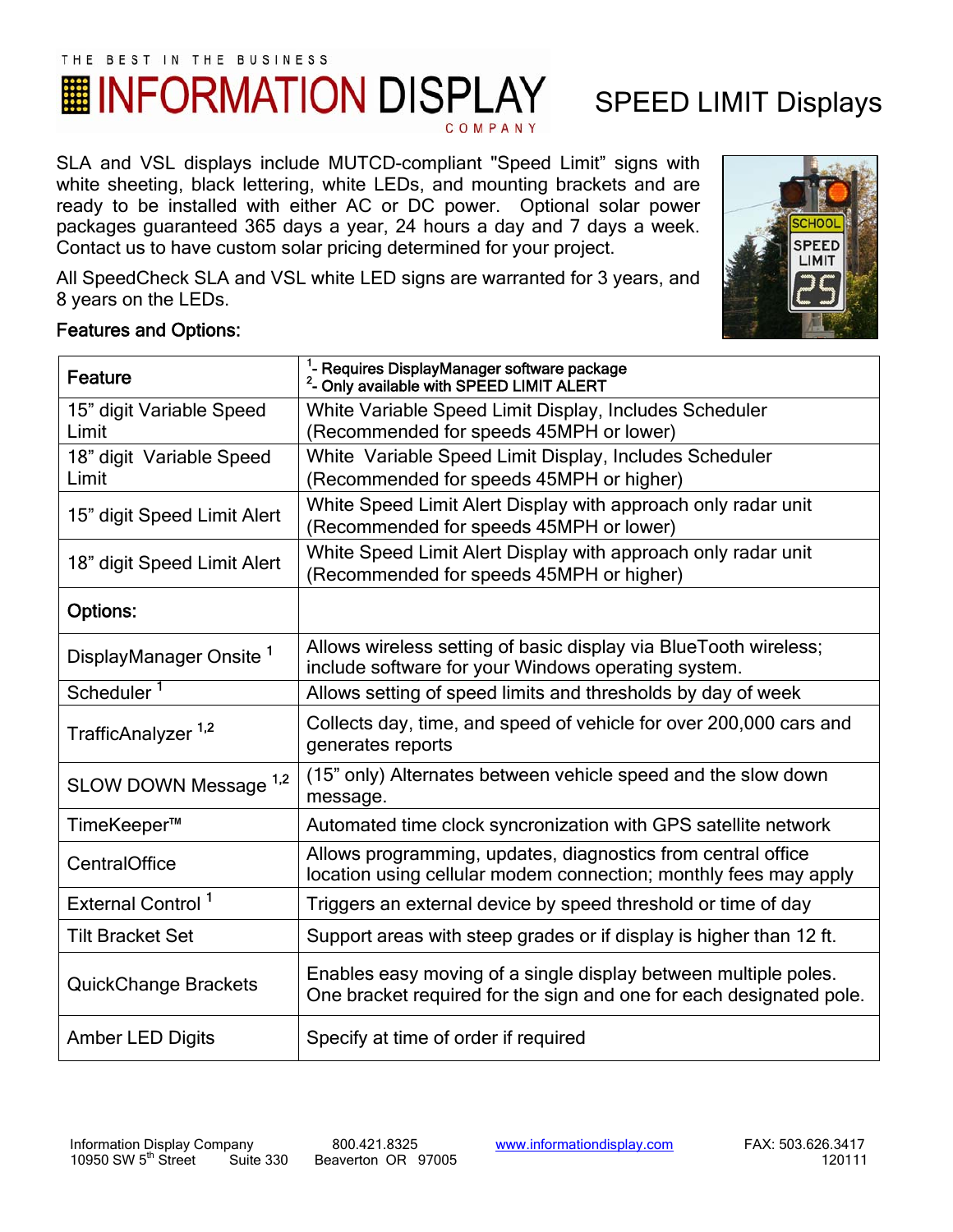THE BEST IN THE BUSINESS

# INFORMATION DISPLAY COMPANY

# SPEED LIMIT Displays

SLA and VSL displays include MUTCD-compliant "Speed Limit" signs with white sheeting, black lettering, white LEDs, and mounting brackets and are ready to be installed with either AC or DC power. Optional solar power packages guaranteed 365 days a year, 24 hours a day and 7 days a week. Contact us to have custom solar pricing determined for your project.

All SpeedCheck SLA and VSL white LED signs are warranted for 3 years, and 8 years on the LEDs.

**Features and Options:**

| Feature | [1]- Requires DisplayManager software package<br>[2]- Only available with SPEED LIMIT ALERT |
|---|---|
| 15" digit Variable Speed Limit | White Variable Speed Limit Display, Includes Scheduler (Recommended for speeds 45MPH or lower) |
| 18" digit Variable Speed Limit | White Variable Speed Limit Display, Includes Scheduler (Recommended for speeds 45MPH or higher) |
| 15" digit Speed Limit Alert | White Speed Limit Alert Display with approach only radar unit (Recommended for speeds 45MPH or lower) |
| 18" digit Speed Limit Alert | White Speed Limit Alert Display with approach only radar unit (Recommended for speeds 45MPH or higher) |
| **Options:** | |
| DisplayManager Onsite [1] | Allows wireless setting of basic display via BlueTooth wireless; include software for your Windows operating system. |
| Scheduler [1] | Allows setting of speed limits and thresholds by day of week |
| TrafficAnalyzer [1,2] | Collects day, time, and speed of vehicle for over 200,000 cars and generates reports |
| SLOW DOWN Message [1,2] | (15" only) Alternates between vehicle speed and the slow down message. |
| TimeKeeper™ | Automated time clock syncronization with GPS satellite network |
| CentralOffice | Allows programming, updates, diagnostics from central office location using cellular modem connection; monthly fees may apply |
| External Control [1] | Triggers an external device by speed threshold or time of day |
| Tilt Bracket Set | Support areas with steep grades or if display is higher than 12 ft. |
| QuickChange Brackets | Enables easy moving of a single display between multiple poles. One bracket required for the sign and one for each designated pole. |
| Amber LED Digits | Specify at time of order if required |

Information Display Company 10950 SW 5th Street Suite 330 | 800.421.8325 Beaverton OR 97005 | www.informationdisplay.com | FAX: 503.626.3417 | 120111